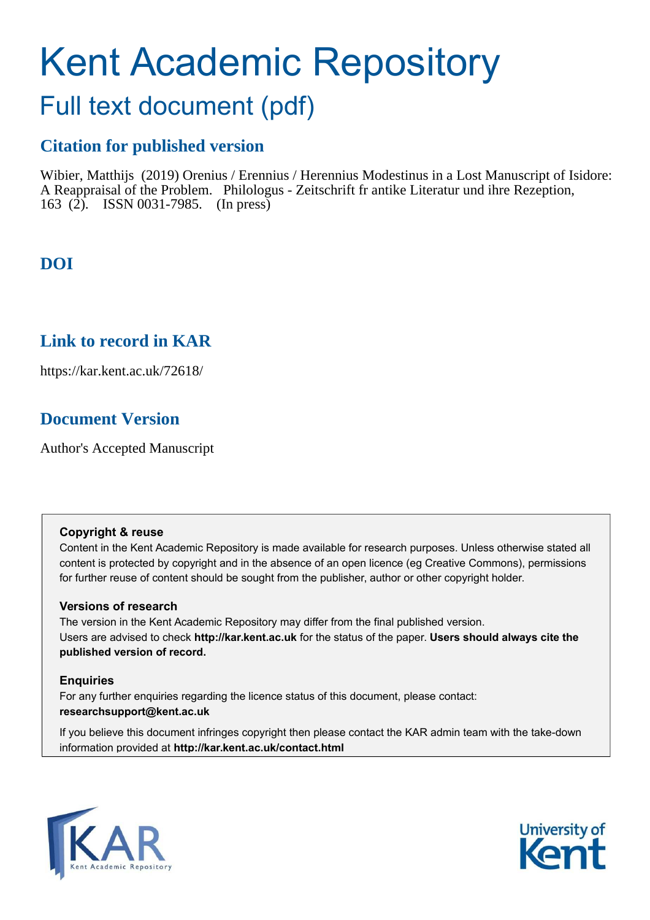# Kent Academic Repository

## Full text document (pdf)

### Citation for published version

Wibier, Matthijs (2019) Orenius / Erennius / Herennius Modestinus in a Lost Manuscript of Isidore: A Reappraisal of the Problem. Philologus - Zeitschrift fr antike Literatur und ihre Rezeption, 163 (2). ISSN 0031-7985. (In press)

### DOI

### Link to record in KAR

https://kar.kent.ac.uk/72618/

### Document Version

Author's Accepted Manuscript

**Copyright & reuse**

Content in the Kent Academic Repository is made available for research purposes. Unless otherwise stated all content is protected by copyright and in the absence of an open licence (eg Creative Commons), permissions for further reuse of content should be sought from the publisher, author or other copyright holder.

**Versions of research**

The version in the Kent Academic Repository may differ from the final published version. Users are advised to check **http://kar.kent.ac.uk** for the status of the paper. **Users should always cite the published version of record.**

**Enquiries**

For any further enquiries regarding the licence status of this document, please contact: **researchsupport@kent.ac.uk**

If you believe this document infringes copyright then please contact the KAR admin team with the take-down information provided at **http://kar.kent.ac.uk/contact.html**

KAR Kent Academic Repository

University of Kent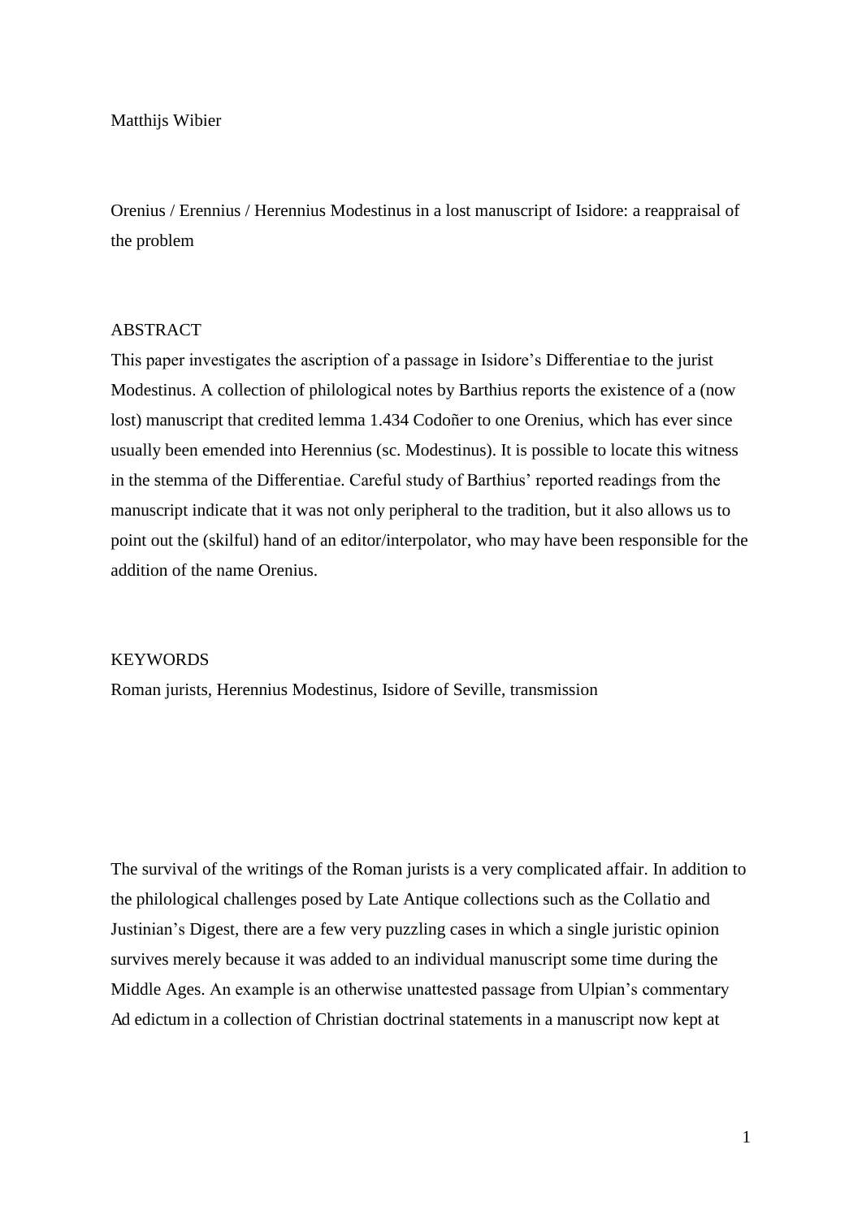Matthijs Wibier

Orenius / Erennius / Herennius Modestinus in a lost manuscript of Isidore: a reappraisal of the problem

ABSTRACT

This paper investigates the ascription of a passage in Isidore's *Differentiae* to the jurist Modestinus. A collection of philological notes by Barthius reports the existence of a (now lost) manuscript that credited lemma 1.434 Codoñer to one Orenius, which has ever since usually been emended into Herennius (sc. Modestinus). It is possible to locate this witness in the stemma of the *Differentiae*. Careful study of Barthius' reported readings from the manuscript indicate that it was not only peripheral to the tradition, but it also allows us to point out the (skilful) hand of an editor/interpolator, who may have been responsible for the addition of the name Orenius.

KEYWORDS

Roman jurists, Herennius Modestinus, Isidore of Seville, transmission

The survival of the writings of the Roman jurists is a very complicated affair. In addition to the philological challenges posed by Late Antique collections such as the *Collatio* and Justinian's *Digest*, there are a few very puzzling cases in which a single juristic opinion survives merely because it was added to an individual manuscript some time during the Middle Ages. An example is an otherwise unattested passage from Ulpian's commentary *Ad edictum* in a collection of Christian doctrinal statements in a manuscript now kept at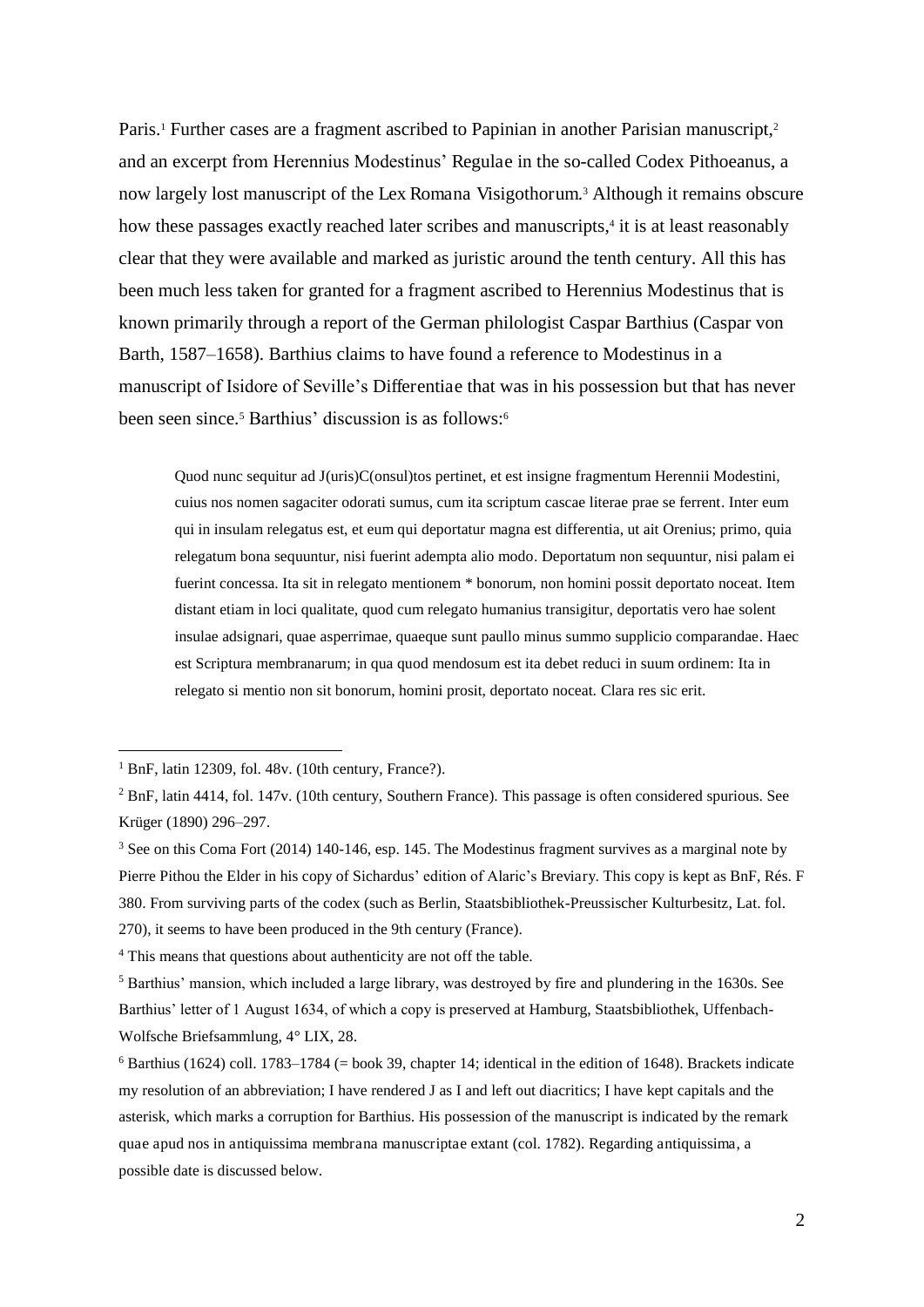Paris.[1] Further cases are a fragment ascribed to Papinian in another Parisian manuscript,[2] and an excerpt from Herennius Modestinus' *Regulae* in the so-called Codex Pithoeanus, a now largely lost manuscript of the *Lex Romana Visigothorum*.[3] Although it remains obscure how these passages exactly reached later scribes and manuscripts,[4] it is at least reasonably clear that they were available and marked as juristic around the tenth century. All this has been much less taken for granted for a fragment ascribed to Herennius Modestinus that is known primarily through a report of the German philologist Caspar Barthius (Caspar von Barth, 1587–1658). Barthius claims to have found a reference to Modestinus in a manuscript of Isidore of Seville's *Differentiae* that was in his possession but that has never been seen since.[5] Barthius' discussion is as follows:[6]

> Quod nunc sequitur ad J(uris)C(onsul)tos pertinet, et est insigne fragmentum Herennii Modestini, cuius nos nomen sagaciter odorati sumus, cum ita scriptum cascae literae prae se ferrent. Inter eum qui in insulam relegatus est, et eum qui deportatur magna est differentia, ut ait Orenius; primo, quia relegatum bona sequuntur, nisi fuerint adempta alio modo. Deportatum non sequuntur, nisi palam ei fuerint concessa. Ita sit in relegato mentionem * bonorum, non homini possit deportato noceat. Item distant etiam in loci qualitate, quod cum relegato humanius transigitur, deportatis vero hae solent insulae adsignari, quae asperrimae, quaeque sunt paullo minus summo supplicio comparandae. Haec est Scriptura membranarum; in qua quod mendosum est ita debet reduci in suum ordinem: Ita in relegato si mentio non sit bonorum, homini prosit, deportato noceat. Clara res sic erit.

---

[1] BnF, latin 12309, fol. 48v. (10th century, France?).

[2] BnF, latin 4414, fol. 147v. (10th century, Southern France). This passage is often considered spurious. See Krüger (1890) 296–297.

[3] See on this Coma Fort (2014) 140-146, esp. 145. The Modestinus fragment survives as a marginal note by Pierre Pithou the Elder in his copy of Sichardus' edition of Alaric's Breviary. This copy is kept as BnF, Rés. F 380. From surviving parts of the codex (such as Berlin, Staatsbibliothek-Preussischer Kulturbesitz, Lat. fol. 270), it seems to have been produced in the 9th century (France).

[4] This means that questions about authenticity are not off the table.

[5] Barthius' mansion, which included a large library, was destroyed by fire and plundering in the 1630s. See Barthius' letter of 1 August 1634, of which a copy is preserved at Hamburg, Staatsbibliothek, Uffenbach-Wolfsche Briefsammlung, 4° LIX, 28.

[6] Barthius (1624) coll. 1783–1784 (= book 39, chapter 14; identical in the edition of 1648). Brackets indicate my resolution of an abbreviation; I have rendered J as I and left out diacritics; I have kept capitals and the asterisk, which marks a corruption for Barthius. His possession of the manuscript is indicated by the remark *quae apud nos in antiquissima membrana manuscriptae extant* (col. 1782). Regarding *antiquissima*, a possible date is discussed below.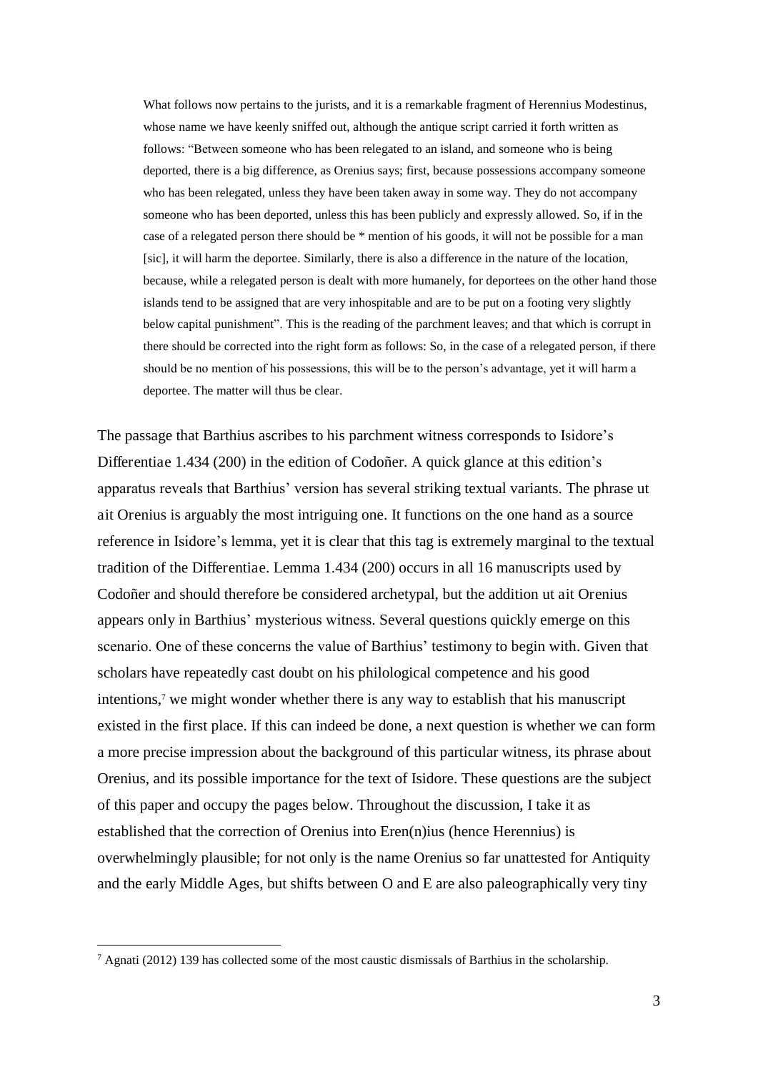> What follows now pertains to the jurists, and it is a remarkable fragment of Herennius Modestinus, whose name we have keenly sniffed out, although the antique script carried it forth written as follows: "Between someone who has been relegated to an island, and someone who is being deported, there is a big difference, as Orenius says; first, because possessions accompany someone who has been relegated, unless they have been taken away in some way. They do not accompany someone who has been deported, unless this has been publicly and expressly allowed. So, if in the case of a relegated person there should be * mention of his goods, it will not be possible for a man [sic], it will harm the deportee. Similarly, there is also a difference in the nature of the location, because, while a relegated person is dealt with more humanely, for deportees on the other hand those islands tend to be assigned that are very inhospitable and are to be put on a footing very slightly below capital punishment". This is the reading of the parchment leaves; and that which is corrupt in there should be corrected into the right form as follows: So, in the case of a relegated person, if there should be no mention of his possessions, this will be to the person's advantage, yet it will harm a deportee. The matter will thus be clear.

The passage that Barthius ascribes to his parchment witness corresponds to Isidore's *Differentiae* 1.434 (200) in the edition of Codoñer. A quick glance at this edition's apparatus reveals that Barthius' version has several striking textual variants. The phrase *ut ait Orenius* is arguably the most intriguing one. It functions on the one hand as a source reference in Isidore's lemma, yet it is clear that this tag is extremely marginal to the textual tradition of the *Differentiae*. Lemma 1.434 (200) occurs in all 16 manuscripts used by Codoñer and should therefore be considered archetypal, but the addition *ut ait Orenius* appears only in Barthius' mysterious witness. Several questions quickly emerge on this scenario. One of these concerns the value of Barthius' testimony to begin with. Given that scholars have repeatedly cast doubt on his philological competence and his good intentions,[7] we might wonder whether there is any way to establish that his manuscript existed in the first place. If this can indeed be done, a next question is whether we can form a more precise impression about the background of this particular witness, its phrase about Orenius, and its possible importance for the text of Isidore. These questions are the subject of this paper and occupy the pages below. Throughout the discussion, I take it as established that the correction of Orenius into Eren(n)ius (hence Herennius) is overwhelmingly plausible; for not only is the name Orenius so far unattested for Antiquity and the early Middle Ages, but shifts between O and E are also paleographically very tiny

[7] Agnati (2012) 139 has collected some of the most caustic dismissals of Barthius in the scholarship.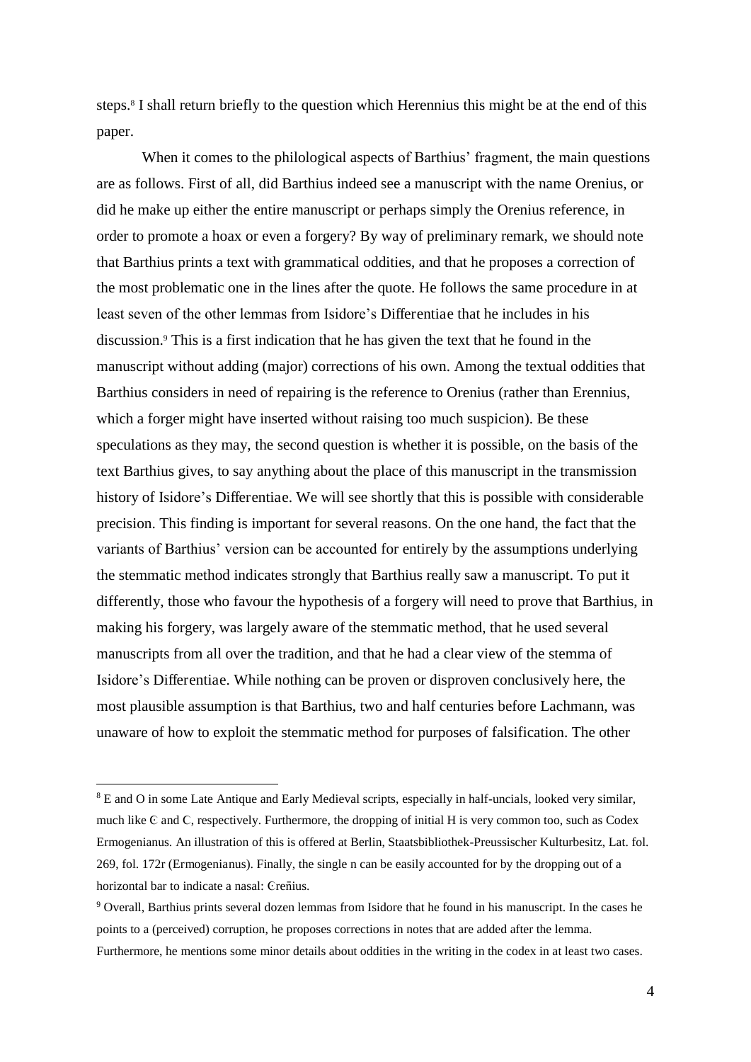steps.[8] I shall return briefly to the question which Herennius this might be at the end of this paper.

When it comes to the philological aspects of Barthius' fragment, the main questions are as follows. First of all, did Barthius indeed see a manuscript with the name Orenius, or did he make up either the entire manuscript or perhaps simply the Orenius reference, in order to promote a hoax or even a forgery? By way of preliminary remark, we should note that Barthius prints a text with grammatical oddities, and that he proposes a correction of the most problematic one in the lines after the quote. He follows the same procedure in at least seven of the other lemmas from Isidore's Differentiae that he includes in his discussion.[9] This is a first indication that he has given the text that he found in the manuscript without adding (major) corrections of his own. Among the textual oddities that Barthius considers in need of repairing is the reference to Orenius (rather than Erennius, which a forger might have inserted without raising too much suspicion). Be these speculations as they may, the second question is whether it is possible, on the basis of the text Barthius gives, to say anything about the place of this manuscript in the transmission history of Isidore's Differentiae. We will see shortly that this is possible with considerable precision. This finding is important for several reasons. On the one hand, the fact that the variants of Barthius' version can be accounted for entirely by the assumptions underlying the stemmatic method indicates strongly that Barthius really saw a manuscript. To put it differently, those who favour the hypothesis of a forgery will need to prove that Barthius, in making his forgery, was largely aware of the stemmatic method, that he used several manuscripts from all over the tradition, and that he had a clear view of the stemma of Isidore's Differentiae. While nothing can be proven or disproven conclusively here, the most plausible assumption is that Barthius, two and half centuries before Lachmann, was unaware of how to exploit the stemmatic method for purposes of falsification. The other

[8] E and O in some Late Antique and Early Medieval scripts, especially in half-uncials, looked very similar, much like Є and C, respectively. Furthermore, the dropping of initial H is very common too, such as Codex Ermogenianus. An illustration of this is offered at Berlin, Staatsbibliothek-Preussischer Kulturbesitz, Lat. fol. 269, fol. 172r (Ermogenianus). Finally, the single n can be easily accounted for by the dropping out of a horizontal bar to indicate a nasal: Єreñius.

[9] Overall, Barthius prints several dozen lemmas from Isidore that he found in his manuscript. In the cases he points to a (perceived) corruption, he proposes corrections in notes that are added after the lemma. Furthermore, he mentions some minor details about oddities in the writing in the codex in at least two cases.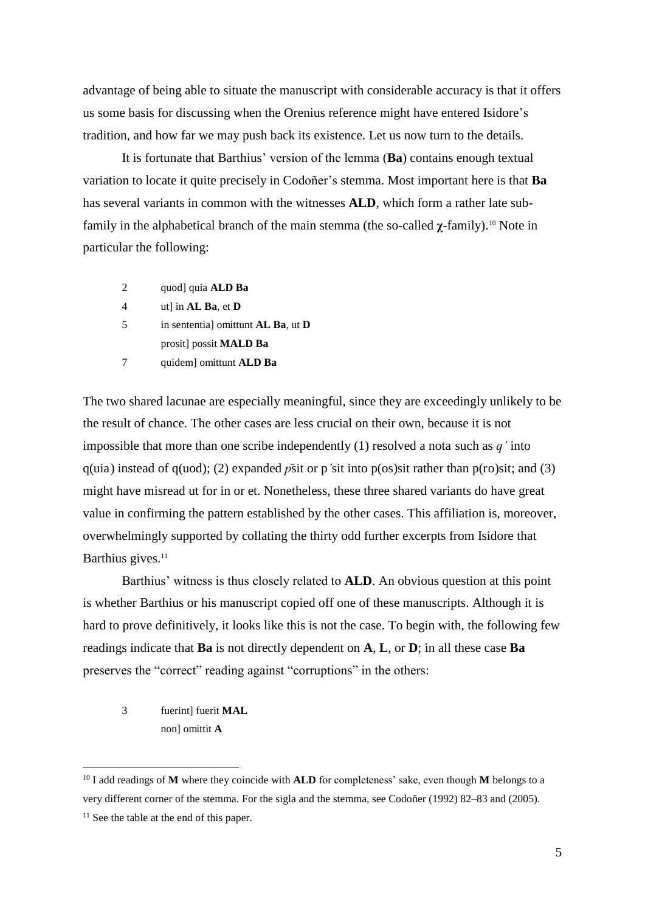advantage of being able to situate the manuscript with considerable accuracy is that it offers us some basis for discussing when the Orenius reference might have entered Isidore's tradition, and how far we may push back its existence. Let us now turn to the details.

It is fortunate that Barthius' version of the lemma (**Ba**) contains enough textual variation to locate it quite precisely in Codoñer's stemma. Most important here is that **Ba** has several variants in common with the witnesses **ALD**, which form a rather late sub-family in the alphabetical branch of the main stemma (the so-called **χ**-family).[10] Note in particular the following:

| | |
|---|---|
| 2 | quod] quia **ALD Ba** |
| 4 | ut] in **AL Ba**, et **D** |
| 5 | in sententia] omittunt **AL Ba**, ut **D** |
| | prosit] possit **MALD Ba** |
| 7 | quidem] omittunt **ALD Ba** |

The two shared lacunae are especially meaningful, since they are exceedingly unlikely to be the result of chance. The other cases are less crucial on their own, because it is not impossible that more than one scribe independently (1) resolved a nota such as *q'* into q(uia) instead of q(uod); (2) expanded *p̄*sit or p'sit into p(os)sit rather than p(ro)sit; and (3) might have misread ut for in or et. Nonetheless, these three shared variants do have great value in confirming the pattern established by the other cases. This affiliation is, moreover, overwhelmingly supported by collating the thirty odd further excerpts from Isidore that Barthius gives.[11]

Barthius' witness is thus closely related to **ALD**. An obvious question at this point is whether Barthius or his manuscript copied off one of these manuscripts. Although it is hard to prove definitively, it looks like this is not the case. To begin with, the following few readings indicate that **Ba** is not directly dependent on **A**, **L**, or **D**; in all these case **Ba** preserves the "correct" reading against "corruptions" in the others:

| | |
|---|---|
| 3 | fuerint] fuerit **MAL** |
| | non] omittit **A** |

[10] I add readings of **M** where they coincide with **ALD** for completeness' sake, even though **M** belongs to a very different corner of the stemma. For the sigla and the stemma, see Codoñer (1992) 82–83 and (2005).

[11] See the table at the end of this paper.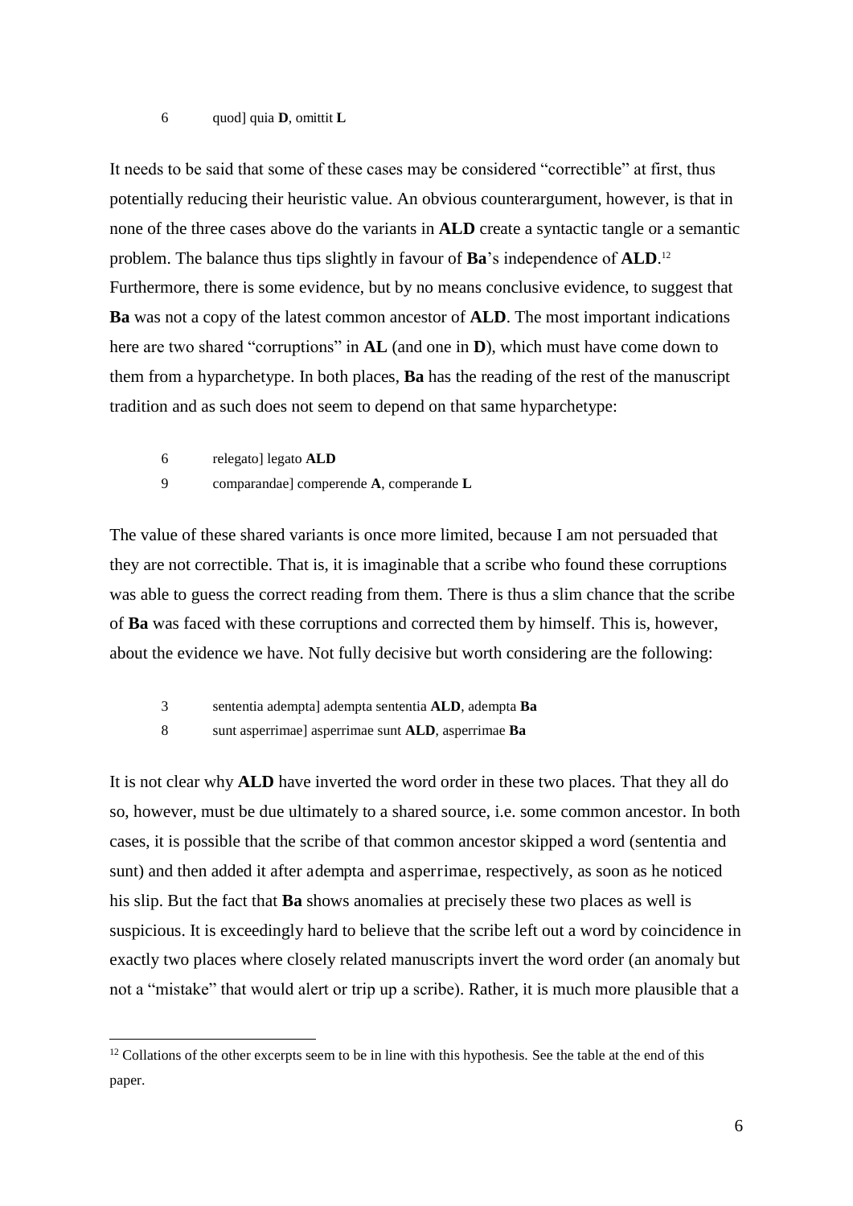6        quod] quia **D**, omittit **L**

It needs to be said that some of these cases may be considered "correctible" at first, thus potentially reducing their heuristic value. An obvious counterargument, however, is that in none of the three cases above do the variants in **ALD** create a syntactic tangle or a semantic problem. The balance thus tips slightly in favour of **Ba**'s independence of **ALD**.[12] Furthermore, there is some evidence, but by no means conclusive evidence, to suggest that **Ba** was not a copy of the latest common ancestor of **ALD**. The most important indications here are two shared "corruptions" in **AL** (and one in **D**), which must have come down to them from a hyparchetype. In both places, **Ba** has the reading of the rest of the manuscript tradition and as such does not seem to depend on that same hyparchetype:

6        relegato] legato **ALD**

9        comparandae] comperende **A**, comperande **L**

The value of these shared variants is once more limited, because I am not persuaded that they are not correctible. That is, it is imaginable that a scribe who found these corruptions was able to guess the correct reading from them. There is thus a slim chance that the scribe of **Ba** was faced with these corruptions and corrected them by himself. This is, however, about the evidence we have. Not fully decisive but worth considering are the following:

3        sententia adempta] adempta sententia **ALD**, adempta **Ba**

8        sunt asperrimae] asperrimae sunt **ALD**, asperrimae **Ba**

It is not clear why **ALD** have inverted the word order in these two places. That they all do so, however, must be due ultimately to a shared source, i.e. some common ancestor. In both cases, it is possible that the scribe of that common ancestor skipped a word (sententia and sunt) and then added it after adempta and asperrimae, respectively, as soon as he noticed his slip. But the fact that **Ba** shows anomalies at precisely these two places as well is suspicious. It is exceedingly hard to believe that the scribe left out a word by coincidence in exactly two places where closely related manuscripts invert the word order (an anomaly but not a "mistake" that would alert or trip up a scribe). Rather, it is much more plausible that a

[12] Collations of the other excerpts seem to be in line with this hypothesis. See the table at the end of this paper.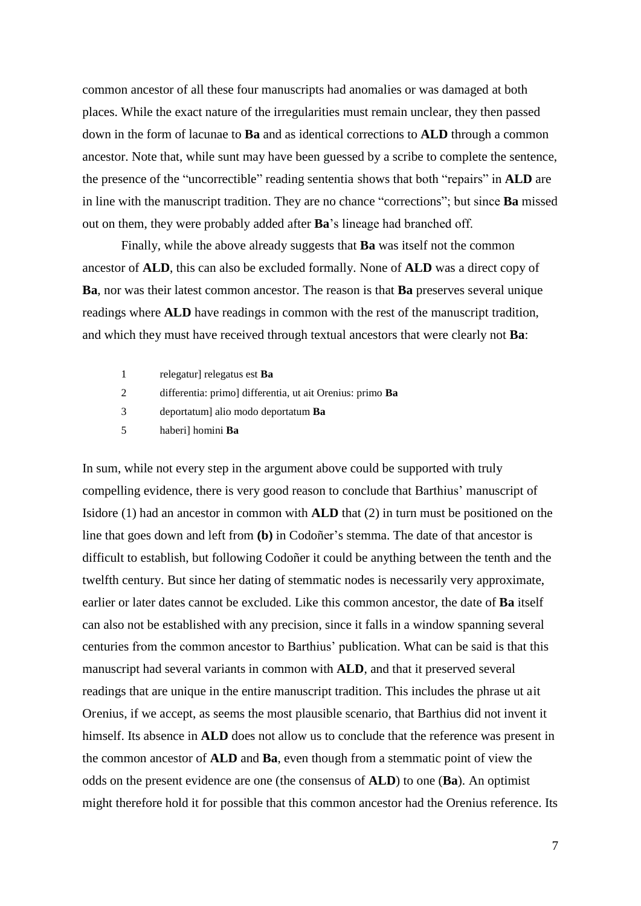common ancestor of all these four manuscripts had anomalies or was damaged at both places. While the exact nature of the irregularities must remain unclear, they then passed down in the form of lacunae to **Ba** and as identical corrections to **ALD** through a common ancestor. Note that, while sunt may have been guessed by a scribe to complete the sentence, the presence of the "uncorrectible" reading sententia shows that both "repairs" in **ALD** are in line with the manuscript tradition. They are no chance "corrections"; but since **Ba** missed out on them, they were probably added after **Ba**'s lineage had branched off.

Finally, while the above already suggests that **Ba** was itself not the common ancestor of **ALD**, this can also be excluded formally. None of **ALD** was a direct copy of **Ba**, nor was their latest common ancestor. The reason is that **Ba** preserves several unique readings where **ALD** have readings in common with the rest of the manuscript tradition, and which they must have received through textual ancestors that were clearly not **Ba**:

1 relegatur] relegatus est **Ba**

2 differentia: primo] differentia, ut ait Orenius: primo **Ba**

3 deportatum] alio modo deportatum **Ba**

5 haberi] homini **Ba**

In sum, while not every step in the argument above could be supported with truly compelling evidence, there is very good reason to conclude that Barthius' manuscript of Isidore (1) had an ancestor in common with **ALD** that (2) in turn must be positioned on the line that goes down and left from **(b)** in Codoñer's stemma. The date of that ancestor is difficult to establish, but following Codoñer it could be anything between the tenth and the twelfth century. But since her dating of stemmatic nodes is necessarily very approximate, earlier or later dates cannot be excluded. Like this common ancestor, the date of **Ba** itself can also not be established with any precision, since it falls in a window spanning several centuries from the common ancestor to Barthius' publication. What can be said is that this manuscript had several variants in common with **ALD**, and that it preserved several readings that are unique in the entire manuscript tradition. This includes the phrase ut ait Orenius, if we accept, as seems the most plausible scenario, that Barthius did not invent it himself. Its absence in **ALD** does not allow us to conclude that the reference was present in the common ancestor of **ALD** and **Ba**, even though from a stemmatic point of view the odds on the present evidence are one (the consensus of **ALD**) to one (**Ba**). An optimist might therefore hold it for possible that this common ancestor had the Orenius reference. Its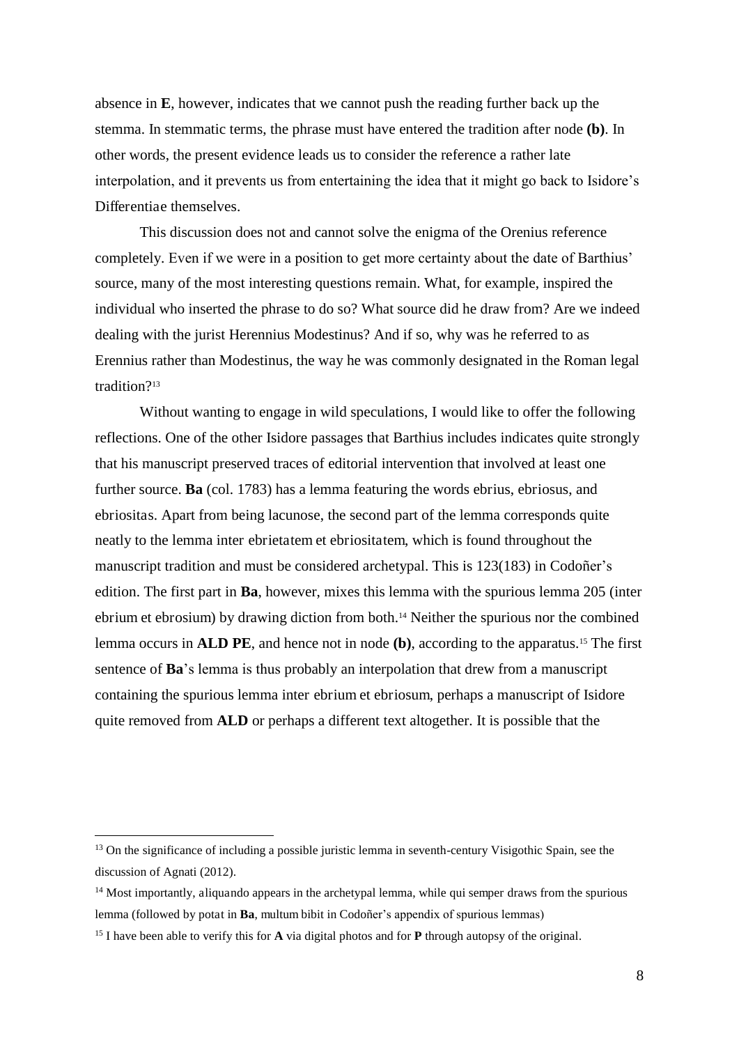absence in **E**, however, indicates that we cannot push the reading further back up the stemma. In stemmatic terms, the phrase must have entered the tradition after node **(b)**. In other words, the present evidence leads us to consider the reference a rather late interpolation, and it prevents us from entertaining the idea that it might go back to Isidore's *Differentiae* themselves.

This discussion does not and cannot solve the enigma of the Orenius reference completely. Even if we were in a position to get more certainty about the date of Barthius' source, many of the most interesting questions remain. What, for example, inspired the individual who inserted the phrase to do so? What source did he draw from? Are we indeed dealing with the jurist Herennius Modestinus? And if so, why was he referred to as Erennius rather than Modestinus, the way he was commonly designated in the Roman legal tradition?[13]

Without wanting to engage in wild speculations, I would like to offer the following reflections. One of the other Isidore passages that Barthius includes indicates quite strongly that his manuscript preserved traces of editorial intervention that involved at least one further source. **Ba** (col. 1783) has a lemma featuring the words *ebrius*, *ebriosus*, and *ebriositas*. Apart from being lacunose, the second part of the lemma corresponds quite neatly to the lemma *inter ebrietatem et ebriositatem*, which is found throughout the manuscript tradition and must be considered archetypal. This is 123(183) in Codoñer's edition. The first part in **Ba**, however, mixes this lemma with the spurious lemma 205 (*inter ebrium et ebrosium*) by drawing diction from both.[14] Neither the spurious nor the combined lemma occurs in **ALD PE**, and hence not in node **(b)**, according to the apparatus.[15] The first sentence of **Ba**'s lemma is thus probably an interpolation that drew from a manuscript containing the spurious lemma *inter ebrium et ebriosum*, perhaps a manuscript of Isidore quite removed from **ALD** or perhaps a different text altogether. It is possible that the

---

[13] On the significance of including a possible juristic lemma in seventh-century Visigothic Spain, see the discussion of Agnati (2012).

[14] Most importantly, *aliquando* appears in the archetypal lemma, while *qui semper* draws from the spurious lemma (followed by *potat* in **Ba**, *multum bibit* in Codoñer's appendix of spurious lemmas)

[15] I have been able to verify this for **A** via digital photos and for **P** through autopsy of the original.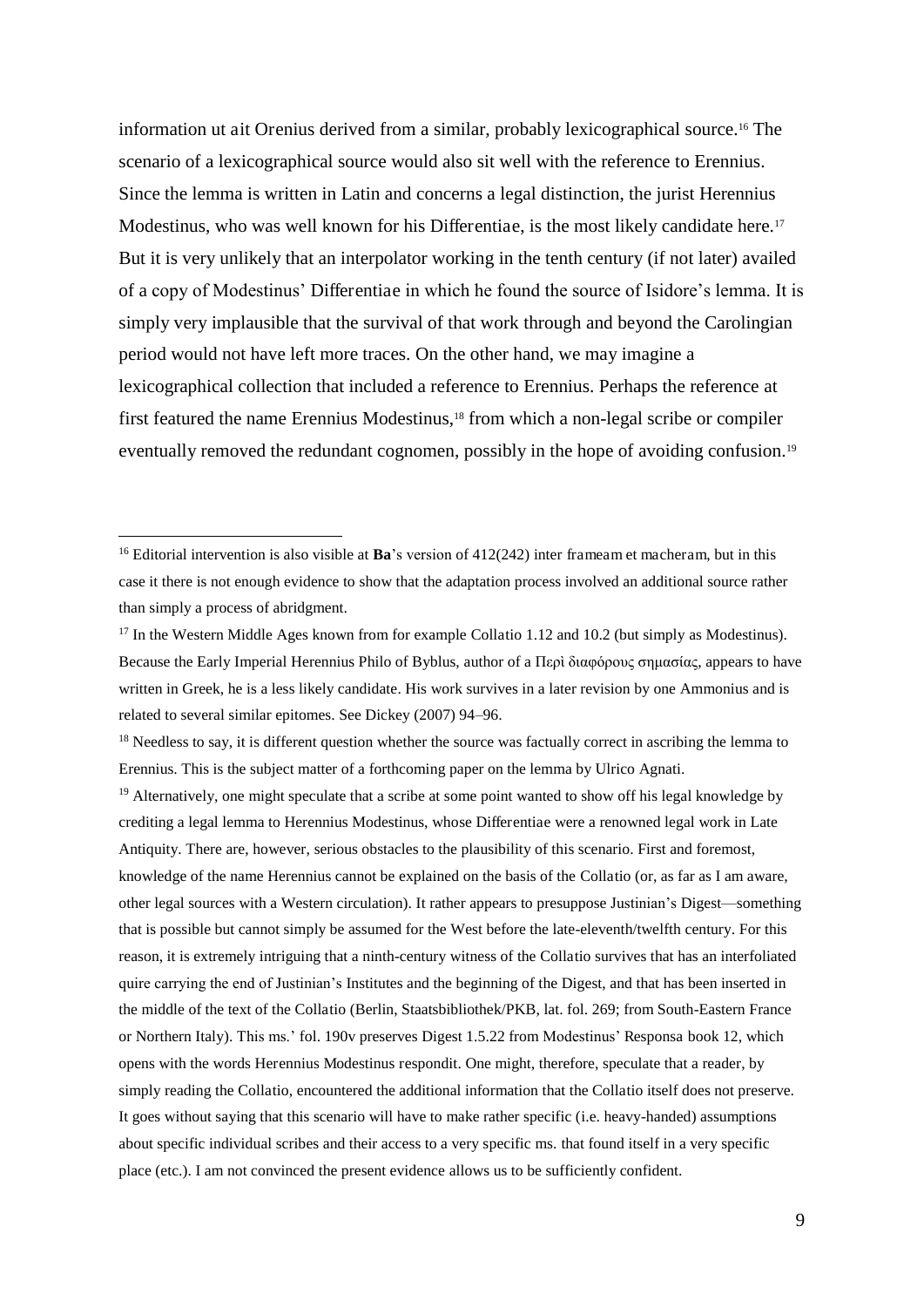information ut ait Orenius derived from a similar, probably lexicographical source.[16] The scenario of a lexicographical source would also sit well with the reference to Erennius. Since the lemma is written in Latin and concerns a legal distinction, the jurist Herennius Modestinus, who was well known for his *Differentiae*, is the most likely candidate here.[17] But it is very unlikely that an interpolator working in the tenth century (if not later) availed of a copy of Modestinus' *Differentiae* in which he found the source of Isidore's lemma. It is simply very implausible that the survival of that work through and beyond the Carolingian period would not have left more traces. On the other hand, we may imagine a lexicographical collection that included a reference to Erennius. Perhaps the reference at first featured the name Erennius Modestinus,[18] from which a non-legal scribe or compiler eventually removed the redundant cognomen, possibly in the hope of avoiding confusion.[19]

---

[16] Editorial intervention is also visible at **Ba**'s version of 412(242) inter frameam et macheram, but in this case it there is not enough evidence to show that the adaptation process involved an additional source rather than simply a process of abridgment.

[17] In the Western Middle Ages known from for example *Collatio* 1.12 and 10.2 (but simply as Modestinus). Because the Early Imperial Herennius Philo of Byblus, author of a Περὶ διαφόρους σημασίας, appears to have written in Greek, he is a less likely candidate. His work survives in a later revision by one Ammonius and is related to several similar epitomes. See Dickey (2007) 94–96.

[18] Needless to say, it is different question whether the source was factually correct in ascribing the lemma to Erennius. This is the subject matter of a forthcoming paper on the lemma by Ulrico Agnati.

[19] Alternatively, one might speculate that a scribe at some point wanted to show off his legal knowledge by crediting a legal lemma to Herennius Modestinus, whose *Differentiae* were a renowned legal work in Late Antiquity. There are, however, serious obstacles to the plausibility of this scenario. First and foremost, knowledge of the name Herennius cannot be explained on the basis of the *Collatio* (or, as far as I am aware, other legal sources with a Western circulation). It rather appears to presuppose Justinian's Digest—something that is possible but cannot simply be assumed for the West before the late-eleventh/twelfth century. For this reason, it is extremely intriguing that a ninth-century witness of the *Collatio* survives that has an interfoliated quire carrying the end of Justinian's Institutes and the beginning of the Digest, and that has been inserted in the middle of the text of the *Collatio* (Berlin, Staatsbibliothek/PKB, lat. fol. 269; from South-Eastern France or Northern Italy). This ms.' fol. 190v preserves Digest 1.5.22 from Modestinus' Responsa book 12, which opens with the words Herennius Modestinus respondit. One might, therefore, speculate that a reader, by simply reading the *Collatio*, encountered the additional information that the *Collatio* itself does not preserve. It goes without saying that this scenario will have to make rather specific (i.e. heavy-handed) assumptions about specific individual scribes and their access to a very specific ms. that found itself in a very specific place (etc.). I am not convinced the present evidence allows us to be sufficiently confident.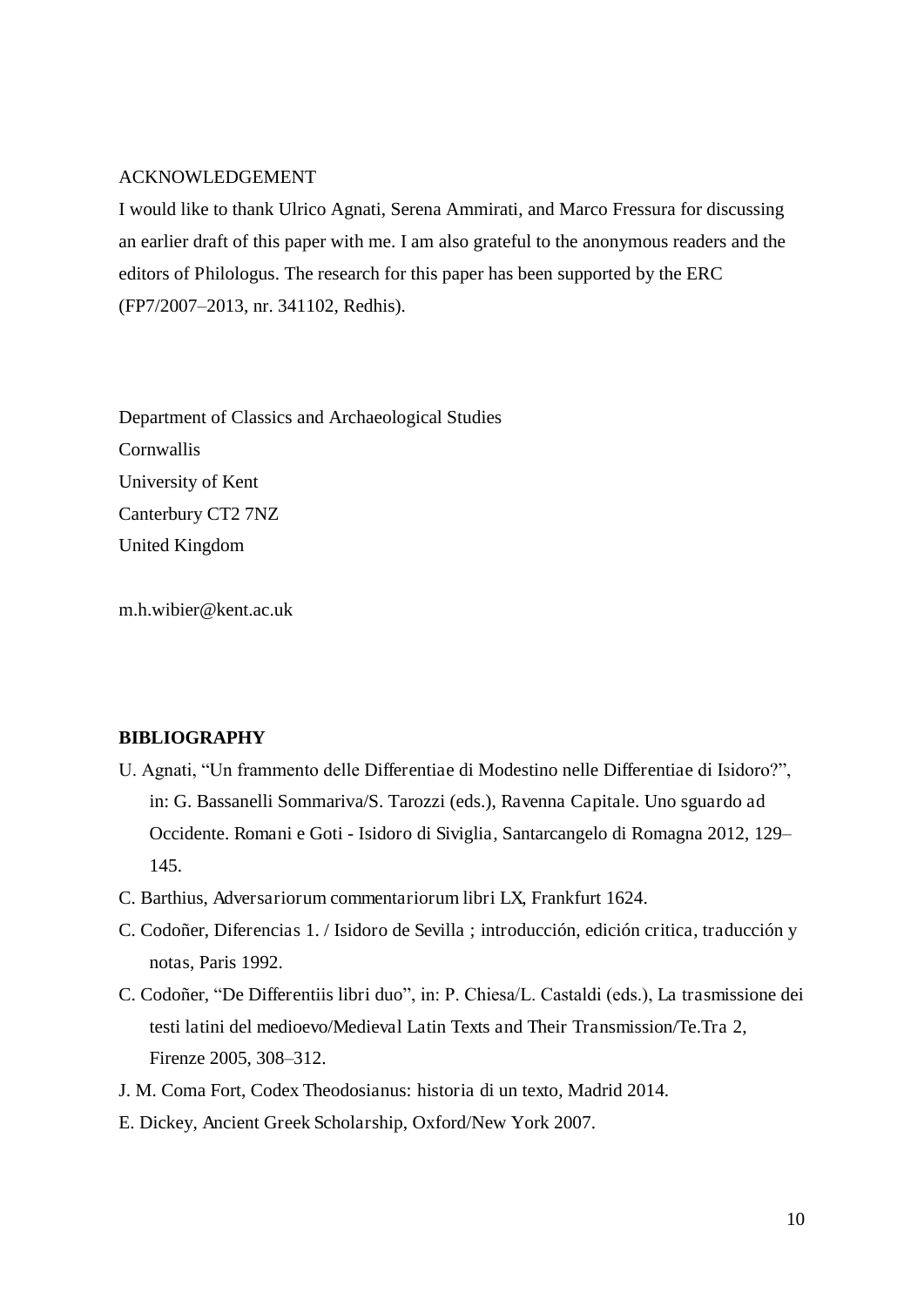ACKNOWLEDGEMENT

I would like to thank Ulrico Agnati, Serena Ammirati, and Marco Fressura for discussing an earlier draft of this paper with me. I am also grateful to the anonymous readers and the editors of Philologus. The research for this paper has been supported by the ERC (FP7/2007–2013, nr. 341102, Redhis).

Department of Classics and Archaeological Studies
Cornwallis
University of Kent
Canterbury CT2 7NZ
United Kingdom

m.h.wibier@kent.ac.uk

**BIBLIOGRAPHY**

U. Agnati, "Un frammento delle Differentiae di Modestino nelle Differentiae di Isidoro?", in: G. Bassanelli Sommariva/S. Tarozzi (eds.), Ravenna Capitale. Uno sguardo ad Occidente. Romani e Goti - Isidoro di Siviglia, Santarcangelo di Romagna 2012, 129–145.

C. Barthius, Adversariorum commentariorum libri LX, Frankfurt 1624.

C. Codoñer, Diferencias 1. / Isidoro de Sevilla ; introducción, edición critica, traducción y notas, Paris 1992.

C. Codoñer, "De Differentiis libri duo", in: P. Chiesa/L. Castaldi (eds.), La trasmissione dei testi latini del medioevo/Medieval Latin Texts and Their Transmission/Te.Tra 2, Firenze 2005, 308–312.

J. M. Coma Fort, Codex Theodosianus: historia di un texto, Madrid 2014.

E. Dickey, Ancient Greek Scholarship, Oxford/New York 2007.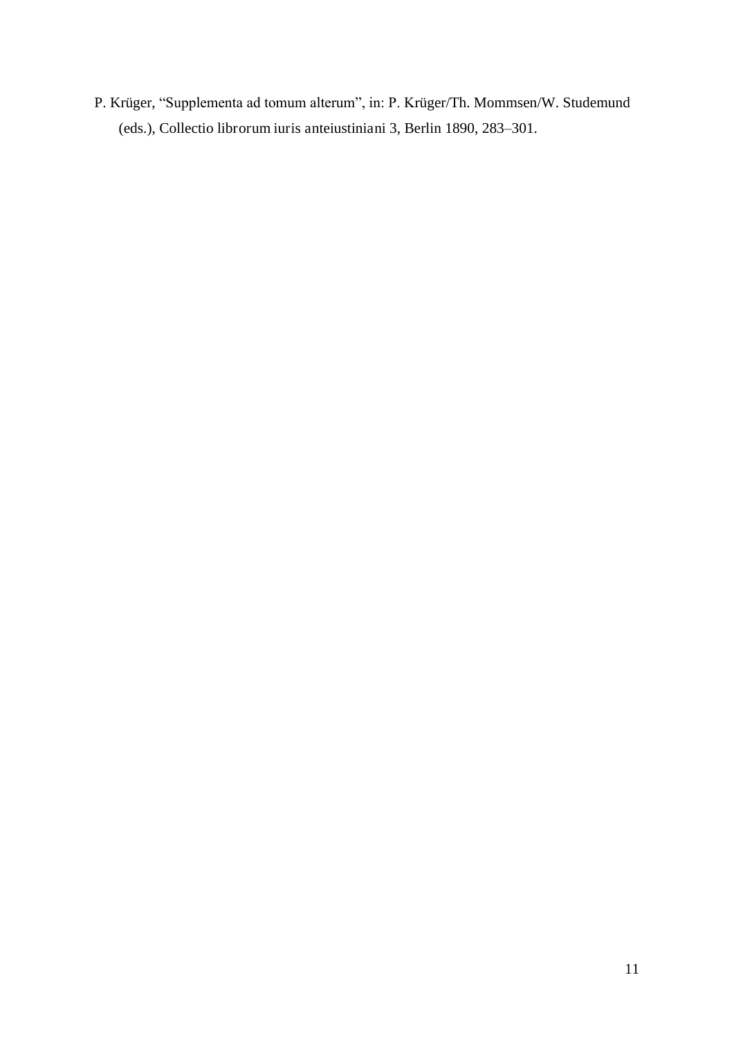P. Krüger, "Supplementa ad tomum alterum", in: P. Krüger/Th. Mommsen/W. Studemund (eds.), Collectio librorum iuris anteiustiniani 3, Berlin 1890, 283–301.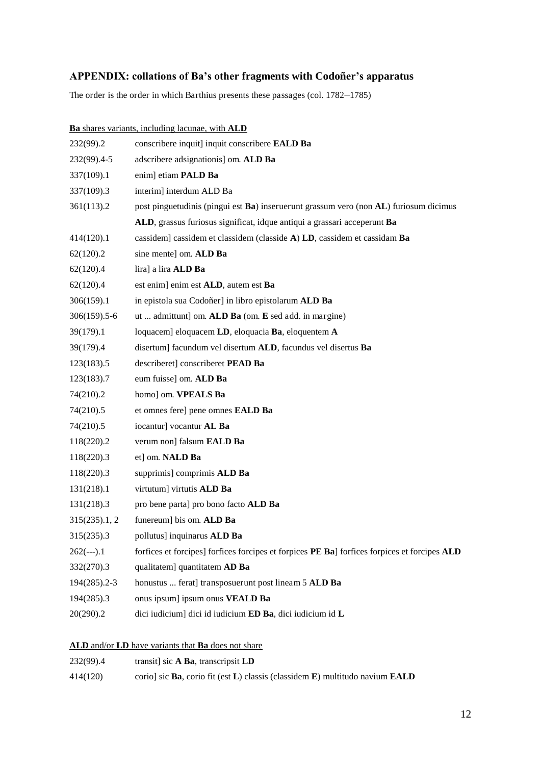## APPENDIX: collations of Ba's other fragments with Codoñer's apparatus

The order is the order in which Barthius presents these passages (col. 1782–1785)

**Ba** shares variants, including lacunae, with **ALD**

| | |
|---|---|
| 232(99).2 | conscribere inquit] inquit conscribere **EALD Ba** |
| 232(99).4-5 | adscribere adsignationis] om. **ALD Ba** |
| 337(109).1 | enim] etiam **PALD Ba** |
| 337(109).3 | interim] interdum ALD Ba |
| 361(113).2 | post pinguetudinis (pingui est **Ba**) inseruerunt grassum vero (non **AL**) furiosum dicimus **ALD**, grassus furiosus significat, idque antiqui a grassari acceperunt **Ba** |
| 414(120).1 | cassidem] cassidem et classidem (classide **A**) **LD**, cassidem et cassidam **Ba** |
| 62(120).2 | sine mente] om. **ALD Ba** |
| 62(120).4 | lira] a lira **ALD Ba** |
| 62(120).4 | est enim] enim est **ALD**, autem est **Ba** |
| 306(159).1 | in epistola sua Codoñer] in libro epistolarum **ALD Ba** |
| 306(159).5-6 | ut ... admittunt] om. **ALD Ba** (om. **E** sed add. in margine) |
| 39(179).1 | loquacem] eloquacem **LD**, eloquacia **Ba**, eloquentem **A** |
| 39(179).4 | disertum] facundum vel disertum **ALD**, facundus vel disertus **Ba** |
| 123(183).5 | describeret] conscriberet **PEAD Ba** |
| 123(183).7 | eum fuisse] om. **ALD Ba** |
| 74(210).2 | homo] om. **VPEALS Ba** |
| 74(210).5 | et omnes fere] pene omnes **EALD Ba** |
| 74(210).5 | iocantur] vocantur **AL Ba** |
| 118(220).2 | verum non] falsum **EALD Ba** |
| 118(220).3 | et] om. **NALD Ba** |
| 118(220).3 | supprimis] comprimis **ALD Ba** |
| 131(218).1 | virtutum] virtutis **ALD Ba** |
| 131(218).3 | pro bene parta] pro bono facto **ALD Ba** |
| 315(235).1, 2 | funereum] bis om. **ALD Ba** |
| 315(235).3 | pollutus] inquinarus **ALD Ba** |
| 262(---).1 | forfices et forcipes] forfices forcipes et forpices **PE Ba**] forfices forpices et forcipes **ALD** |
| 332(270).3 | qualitatem] quantitatem **AD Ba** |
| 194(285).2-3 | honustus ... ferat] transposuerunt post lineam 5 **ALD Ba** |
| 194(285).3 | onus ipsum] ipsum onus **VEALD Ba** |
| 20(290).2 | dici iudicium] dici id iudicium **ED Ba**, dici iudicium id **L** |

**ALD** and/or **LD** have variants that **Ba** does not share

| | |
|---|---|
| 232(99).4 | transit] sic **A Ba**, transcripsit **LD** |
| 414(120) | corio] sic **Ba**, corio fit (est **L**) classis (classidem **E**) multitudo navium **EALD** |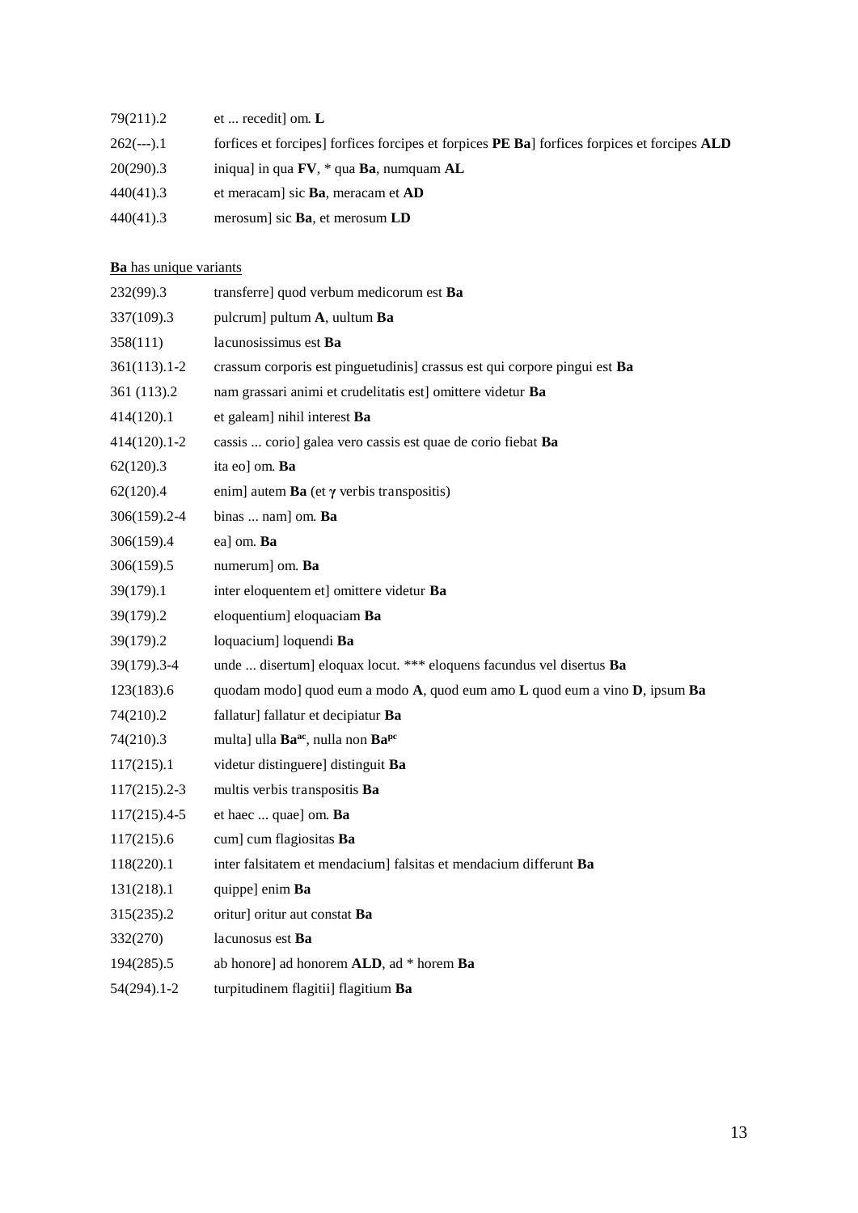| | |
|---|---|
| 79(211).2 | et ... recedit] om. **L** |
| 262(---).1 | forfices et forcipes] forfices forcipes et forpices **PE Ba**] forfices forpices et forcipes **ALD** |
| 20(290).3 | iniqua] in qua **FV**, * qua **Ba**, numquam **AL** |
| 440(41).3 | et meracam] sic **Ba**, meracam et **AD** |
| 440(41).3 | merosum] sic **Ba**, et merosum **LD** |

<u>**Ba** has unique variants</u>

| | |
|---|---|
| 232(99).3 | transferre] quod verbum medicorum est **Ba** |
| 337(109).3 | pulcrum] pultum **A**, uultum **Ba** |
| 358(111) | lacunosissimus est **Ba** |
| 361(113).1-2 | crassum corporis est pinguetudinis] crassus est qui corpore pingui est **Ba** |
| 361 (113).2 | nam grassari animi et crudelitatis est] omittere videtur **Ba** |
| 414(120).1 | et galeam] nihil interest **Ba** |
| 414(120).1-2 | cassis ... corio] galea vero cassis est quae de corio fiebat **Ba** |
| 62(120).3 | ita eo] om. **Ba** |
| 62(120).4 | enim] autem **Ba** (et **γ** verbis transpositis) |
| 306(159).2-4 | binas ... nam] om. **Ba** |
| 306(159).4 | ea] om. **Ba** |
| 306(159).5 | numerum] om. **Ba** |
| 39(179).1 | inter eloquentem et] omittere videtur **Ba** |
| 39(179).2 | eloquentium] eloquaciam **Ba** |
| 39(179).2 | loquacium] loquendi **Ba** |
| 39(179).3-4 | unde ... disertum] eloquax locut. *** eloquens facundus vel disertus **Ba** |
| 123(183).6 | quodam modo] quod eum a modo **A**, quod eum amo **L** quod eum a vino **D**, ipsum **Ba** |
| 74(210).2 | fallatur] fallatur et decipiatur **Ba** |
| 74(210).3 | multa] ulla **Ba**$^{ac}$, nulla non **Ba**$^{pc}$ |
| 117(215).1 | videtur distinguere] distinguit **Ba** |
| 117(215).2-3 | multis verbis transpositis **Ba** |
| 117(215).4-5 | et haec ... quae] om. **Ba** |
| 117(215).6 | cum] cum flagiositas **Ba** |
| 118(220).1 | inter falsitatem et mendacium] falsitas et mendacium differunt **Ba** |
| 131(218).1 | quippe] enim **Ba** |
| 315(235).2 | oritur] oritur aut constat **Ba** |
| 332(270) | lacunosus est **Ba** |
| 194(285).5 | ab honore] ad honorem **ALD**, ad * horem **Ba** |
| 54(294).1-2 | turpitudinem flagitii] flagitium **Ba** |